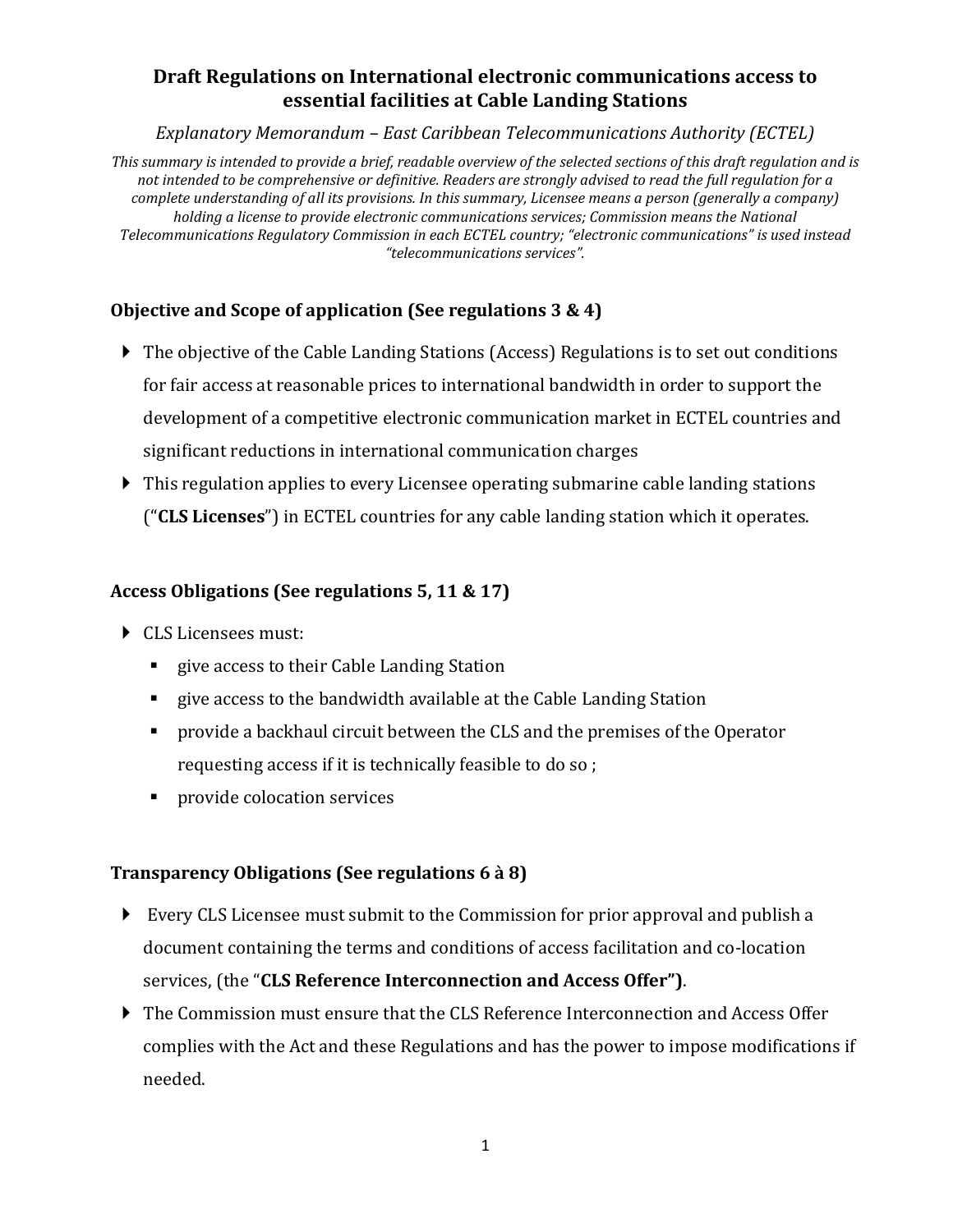# Draft Regulations on International electronic communications access to essential facilities at Cable Landing Stations

*Explanatory Memorandum – East Caribbean Telecommunications Authority (ECTEL)*

*This summary is intended to provide a brief, readable overview of the selected sections of this draft regulation and is not intended to be comprehensive or definitive. Readers are strongly advised to read the full regulation for a complete understanding of all its provisions. In this summary, Licensee means a person (generally a company) holding a license to provide electronic communications services; Commission means the National Telecommunications Regulatory Commission in each ECTEL country; "electronic communications" is used instead "telecommunications services".*

## Objective and Scope of application (See regulations 3 & 4)

- The objective of the Cable Landing Stations (Access) Regulations is to set out conditions for fair access at reasonable prices to international bandwidth in order to support the development of a competitive electronic communication market in ECTEL countries and significant reductions in international communication charges
- This regulation applies to every Licensee operating submarine cable landing stations ("**CLS Licenses**") in ECTEL countries for any cable landing station which it operates.

## Access Obligations (See regulations 5, 11 & 17)

- CLS Licensees must:
  - give access to their Cable Landing Station
  - give access to the bandwidth available at the Cable Landing Station
  - provide a backhaul circuit between the CLS and the premises of the Operator requesting access if it is technically feasible to do so ;
  - provide colocation services

## Transparency Obligations (See regulations 6 à 8)

- Every CLS Licensee must submit to the Commission for prior approval and publish a document containing the terms and conditions of access facilitation and co-location services, (the "**CLS Reference Interconnection and Access Offer")**.
- The Commission must ensure that the CLS Reference Interconnection and Access Offer complies with the Act and these Regulations and has the power to impose modifications if needed.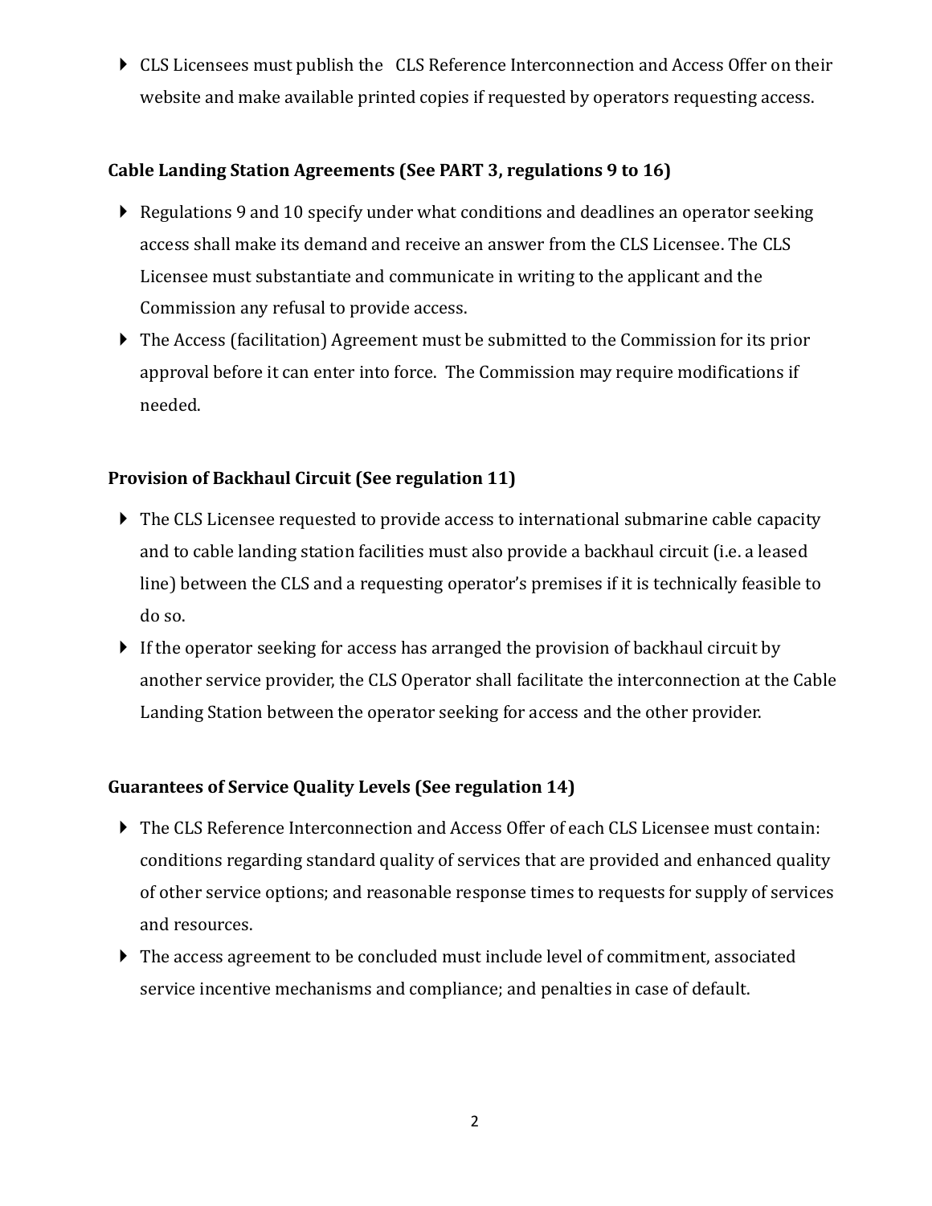- CLS Licensees must publish the CLS Reference Interconnection and Access Offer on their website and make available printed copies if requested by operators requesting access.

**Cable Landing Station Agreements (See PART 3, regulations 9 to 16)**

- Regulations 9 and 10 specify under what conditions and deadlines an operator seeking access shall make its demand and receive an answer from the CLS Licensee. The CLS Licensee must substantiate and communicate in writing to the applicant and the Commission any refusal to provide access.
- The Access (facilitation) Agreement must be submitted to the Commission for its prior approval before it can enter into force. The Commission may require modifications if needed.

**Provision of Backhaul Circuit (See regulation 11)**

- The CLS Licensee requested to provide access to international submarine cable capacity and to cable landing station facilities must also provide a backhaul circuit (i.e. a leased line) between the CLS and a requesting operator's premises if it is technically feasible to do so.
- If the operator seeking for access has arranged the provision of backhaul circuit by another service provider, the CLS Operator shall facilitate the interconnection at the Cable Landing Station between the operator seeking for access and the other provider.

**Guarantees of Service Quality Levels (See regulation 14)**

- The CLS Reference Interconnection and Access Offer of each CLS Licensee must contain: conditions regarding standard quality of services that are provided and enhanced quality of other service options; and reasonable response times to requests for supply of services and resources.
- The access agreement to be concluded must include level of commitment, associated service incentive mechanisms and compliance; and penalties in case of default.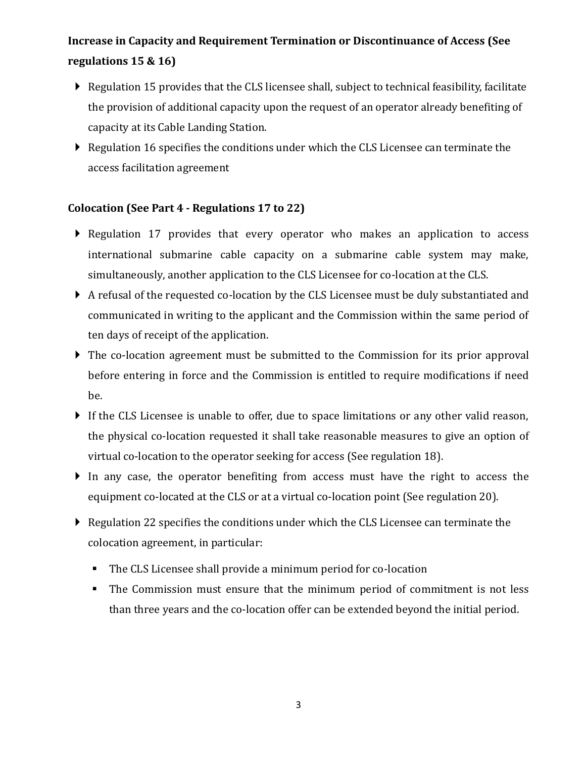**Increase in Capacity and Requirement Termination or Discontinuance of Access (See regulations 15 & 16)**

- Regulation 15 provides that the CLS licensee shall, subject to technical feasibility, facilitate the provision of additional capacity upon the request of an operator already benefiting of capacity at its Cable Landing Station.
- Regulation 16 specifies the conditions under which the CLS Licensee can terminate the access facilitation agreement

**Colocation (See Part 4 - Regulations 17 to 22)**

- Regulation 17 provides that every operator who makes an application to access international submarine cable capacity on a submarine cable system may make, simultaneously, another application to the CLS Licensee for co-location at the CLS.
- A refusal of the requested co-location by the CLS Licensee must be duly substantiated and communicated in writing to the applicant and the Commission within the same period of ten days of receipt of the application.
- The co-location agreement must be submitted to the Commission for its prior approval before entering in force and the Commission is entitled to require modifications if need be.
- If the CLS Licensee is unable to offer, due to space limitations or any other valid reason, the physical co-location requested it shall take reasonable measures to give an option of virtual co-location to the operator seeking for access (See regulation 18).
- In any case, the operator benefiting from access must have the right to access the equipment co-located at the CLS or at a virtual co-location point (See regulation 20).
- Regulation 22 specifies the conditions under which the CLS Licensee can terminate the colocation agreement, in particular:
  - The CLS Licensee shall provide a minimum period for co-location
  - The Commission must ensure that the minimum period of commitment is not less than three years and the co-location offer can be extended beyond the initial period.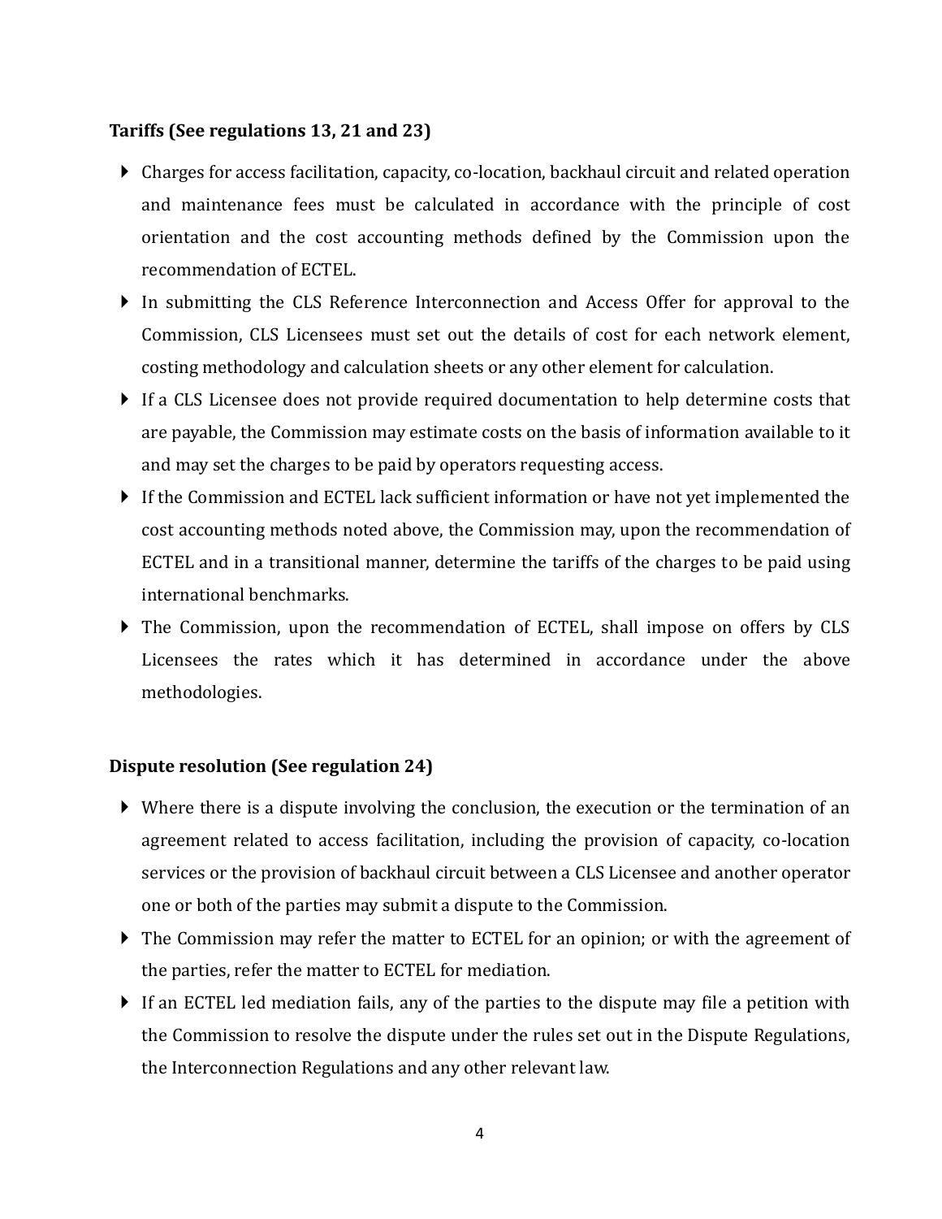**Tariffs (See regulations 13, 21 and 23)**

- Charges for access facilitation, capacity, co-location, backhaul circuit and related operation and maintenance fees must be calculated in accordance with the principle of cost orientation and the cost accounting methods defined by the Commission upon the recommendation of ECTEL.
- In submitting the CLS Reference Interconnection and Access Offer for approval to the Commission, CLS Licensees must set out the details of cost for each network element, costing methodology and calculation sheets or any other element for calculation.
- If a CLS Licensee does not provide required documentation to help determine costs that are payable, the Commission may estimate costs on the basis of information available to it and may set the charges to be paid by operators requesting access.
- If the Commission and ECTEL lack sufficient information or have not yet implemented the cost accounting methods noted above, the Commission may, upon the recommendation of ECTEL and in a transitional manner, determine the tariffs of the charges to be paid using international benchmarks.
- The Commission, upon the recommendation of ECTEL, shall impose on offers by CLS Licensees the rates which it has determined in accordance under the above methodologies.

**Dispute resolution (See regulation 24)**

- Where there is a dispute involving the conclusion, the execution or the termination of an agreement related to access facilitation, including the provision of capacity, co-location services or the provision of backhaul circuit between a CLS Licensee and another operator one or both of the parties may submit a dispute to the Commission.
- The Commission may refer the matter to ECTEL for an opinion; or with the agreement of the parties, refer the matter to ECTEL for mediation.
- If an ECTEL led mediation fails, any of the parties to the dispute may file a petition with the Commission to resolve the dispute under the rules set out in the Dispute Regulations, the Interconnection Regulations and any other relevant law.